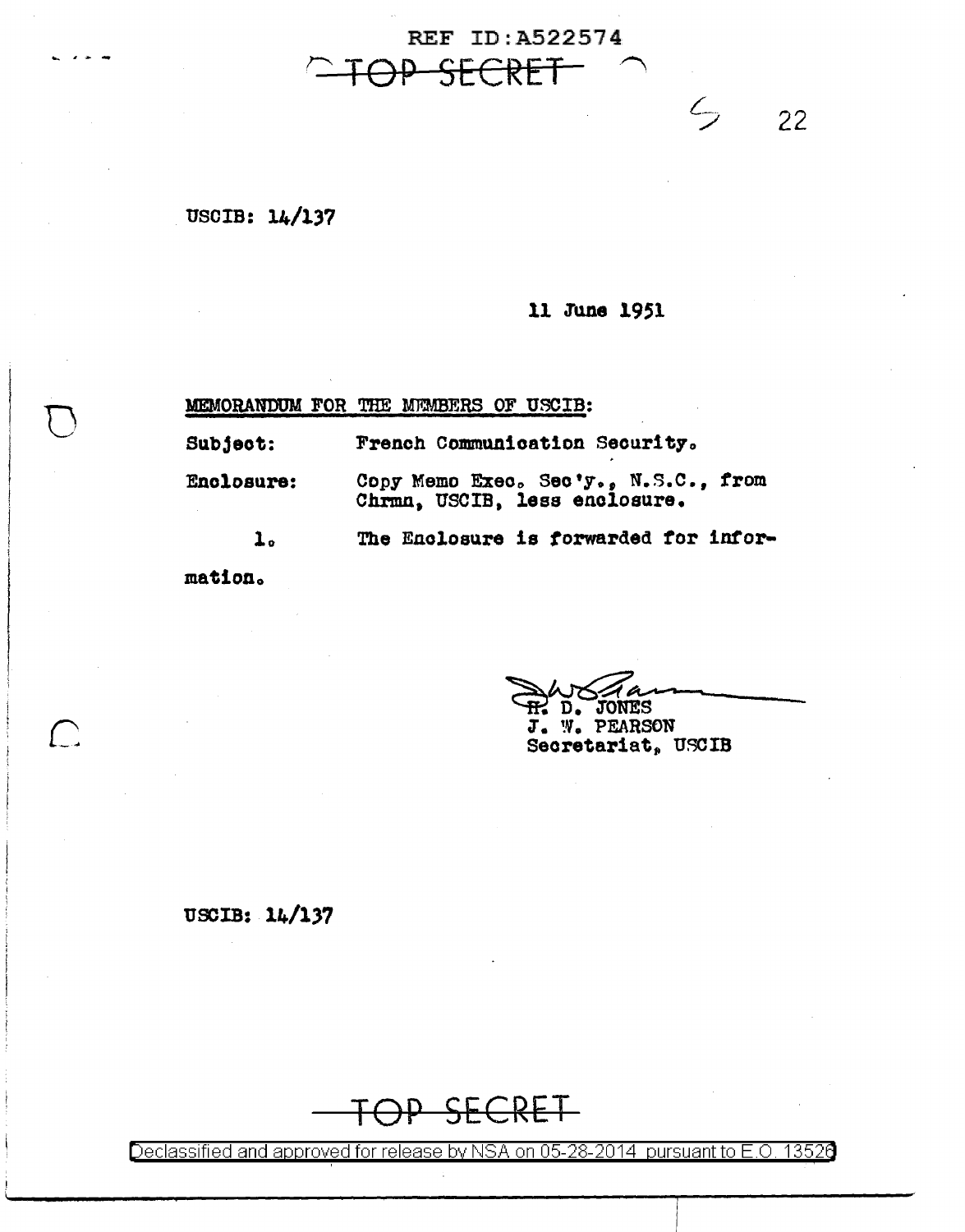REF ID:A522574

~~TOP SECRET~~

USCIB: 14/137

11 June 1951

MEMORANDUM FOR THE MEMBERS OF USCIB:

Subject: French Communication Security.

Enclosure: Copy Memo Exec. Sec'y., N.S.C., from Chrmn, USCIB, less enclosure.

1. The Enclosure is forwarded for information.

H. D. JONES
J. W. PEARSON
Secretariat, USCIB

USCIB: 14/137

~~TOP SECRET~~

Declassified and approved for release by NSA on 05-28-2014 pursuant to E.O. 13526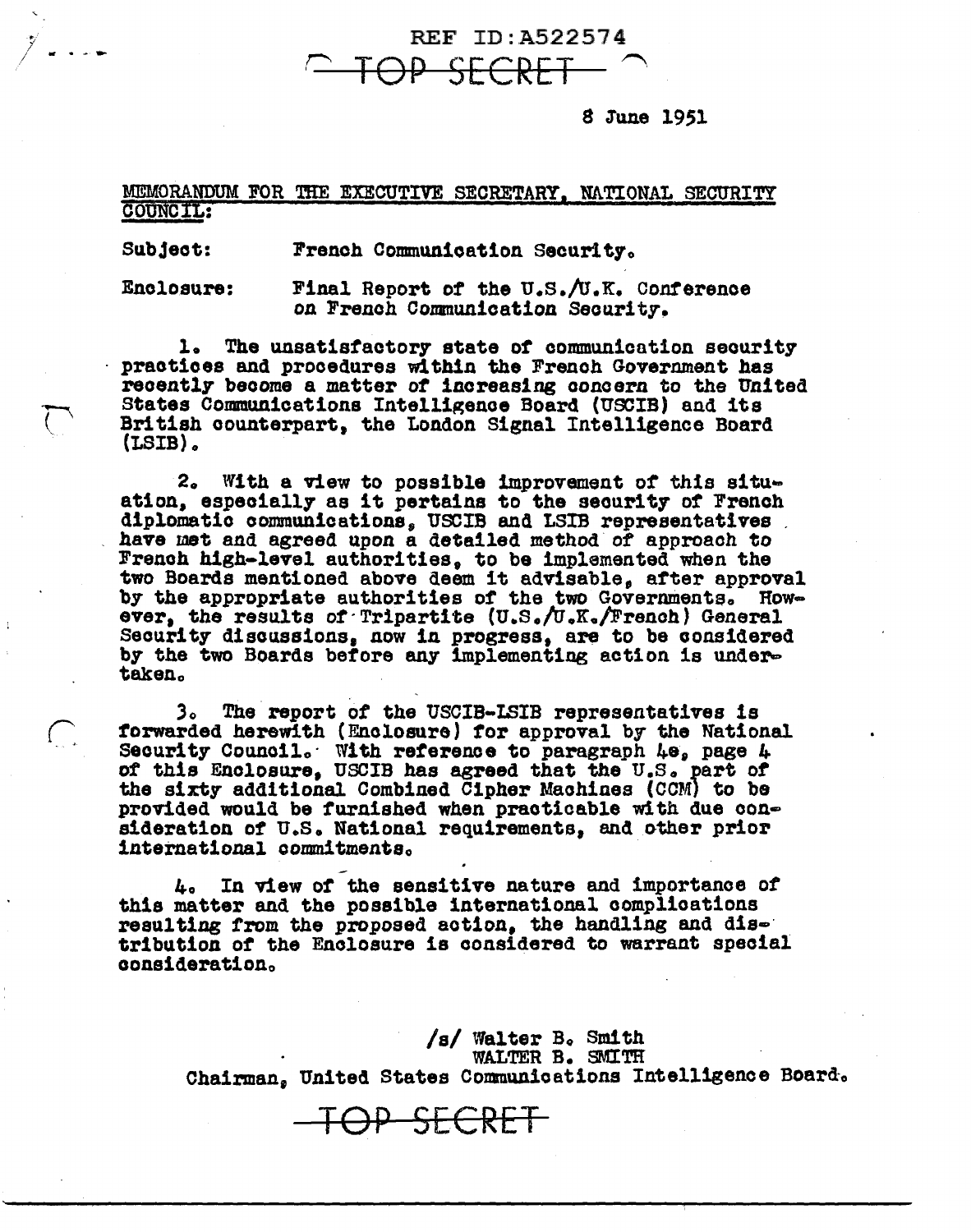REF ID:A522574

TOP SECRET

8 June 1951

MEMORANDUM FOR THE EXECUTIVE SECRETARY, NATIONAL SECURITY COUNCIL:

Subject: French Communication Security.

Enclosure: Final Report of the U.S./U.K. Conference on French Communication Security.

1. The unsatisfactory state of communication security practices and procedures within the French Government has recently become a matter of increasing concern to the United States Communications Intelligence Board (USCIB) and its British counterpart, the London Signal Intelligence Board (LSIB).

2. With a view to possible improvement of this situation, especially as it pertains to the security of French diplomatic communications, USCIB and LSIB representatives have met and agreed upon a detailed method of approach to French high-level authorities, to be implemented when the two Boards mentioned above deem it advisable, after approval by the appropriate authorities of the two Governments. However, the results of Tripartite (U.S./U.K./French) General Security discussions, now in progress, are to be considered by the two Boards before any implementing action is undertaken.

3. The report of the USCIB-LSIB representatives is forwarded herewith (Enclosure) for approval by the National Security Council. With reference to paragraph 4e, page 4 of this Enclosure, USCIB has agreed that the U.S. part of the sixty additional Combined Cipher Machines (CCM) to be provided would be furnished when practicable with due consideration of U.S. National requirements, and other prior international commitments.

4. In view of the sensitive nature and importance of this matter and the possible international complications resulting from the proposed action, the handling and distribution of the Enclosure is considered to warrant special consideration.

/s/ Walter B. Smith
WALTER B. SMITH
Chairman, United States Communications Intelligence Board.

TOP SECRET